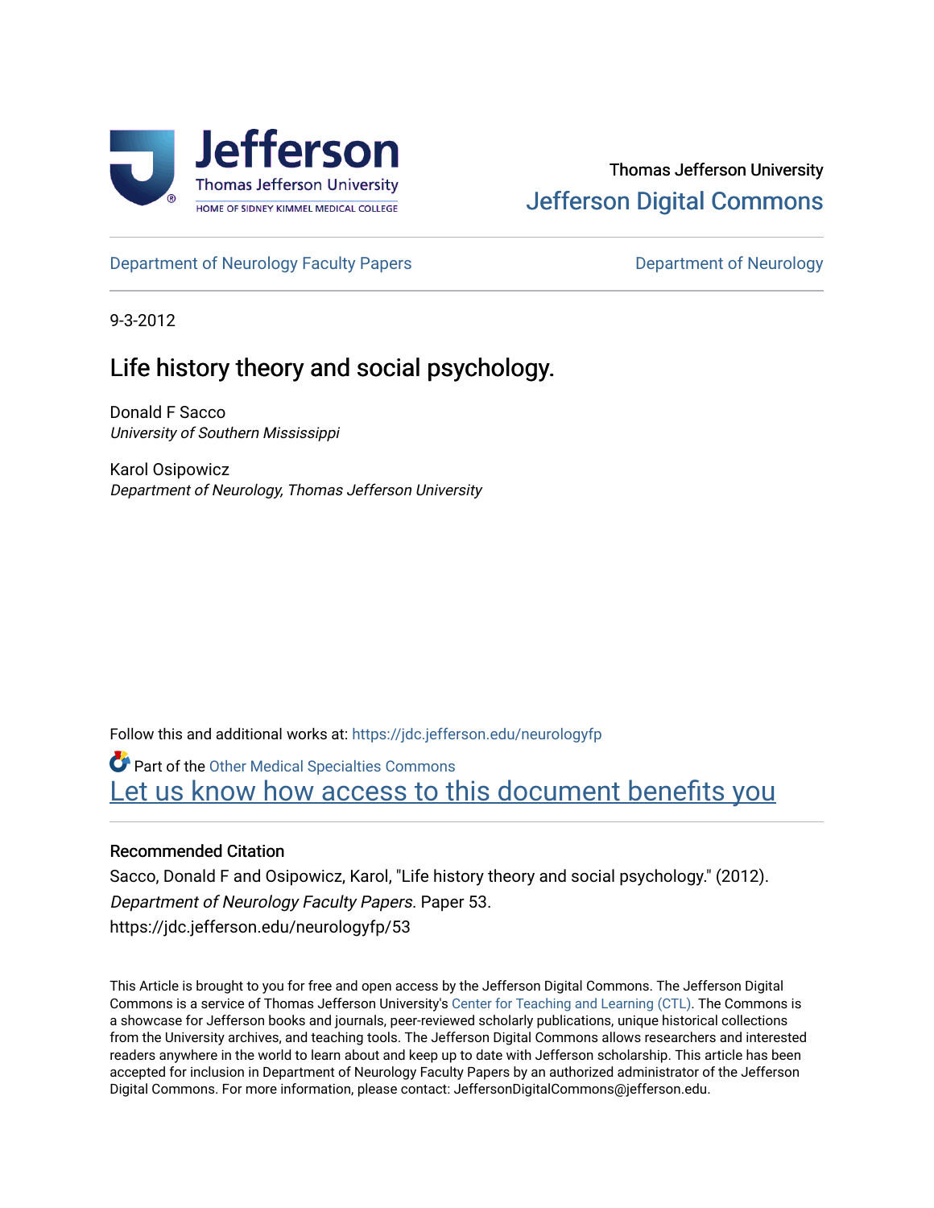Thomas Jefferson University

Jefferson Digital Commons

Department of Neurology Faculty Papers | Department of Neurology

9-3-2012

# Life history theory and social psychology.

Donald F Sacco
*University of Southern Mississippi*

Karol Osipowicz
*Department of Neurology, Thomas Jefferson University*

Follow this and additional works at: https://jdc.jefferson.edu/neurologyfp

Part of the Other Medical Specialties Commons

Let us know how access to this document benefits you

## Recommended Citation

Sacco, Donald F and Osipowicz, Karol, "Life history theory and social psychology." (2012). *Department of Neurology Faculty Papers*. Paper 53.
https://jdc.jefferson.edu/neurologyfp/53

This Article is brought to you for free and open access by the Jefferson Digital Commons. The Jefferson Digital Commons is a service of Thomas Jefferson University's Center for Teaching and Learning (CTL). The Commons is a showcase for Jefferson books and journals, peer-reviewed scholarly publications, unique historical collections from the University archives, and teaching tools. The Jefferson Digital Commons allows researchers and interested readers anywhere in the world to learn about and keep up to date with Jefferson scholarship. This article has been accepted for inclusion in Department of Neurology Faculty Papers by an authorized administrator of the Jefferson Digital Commons. For more information, please contact: JeffersonDigitalCommons@jefferson.edu.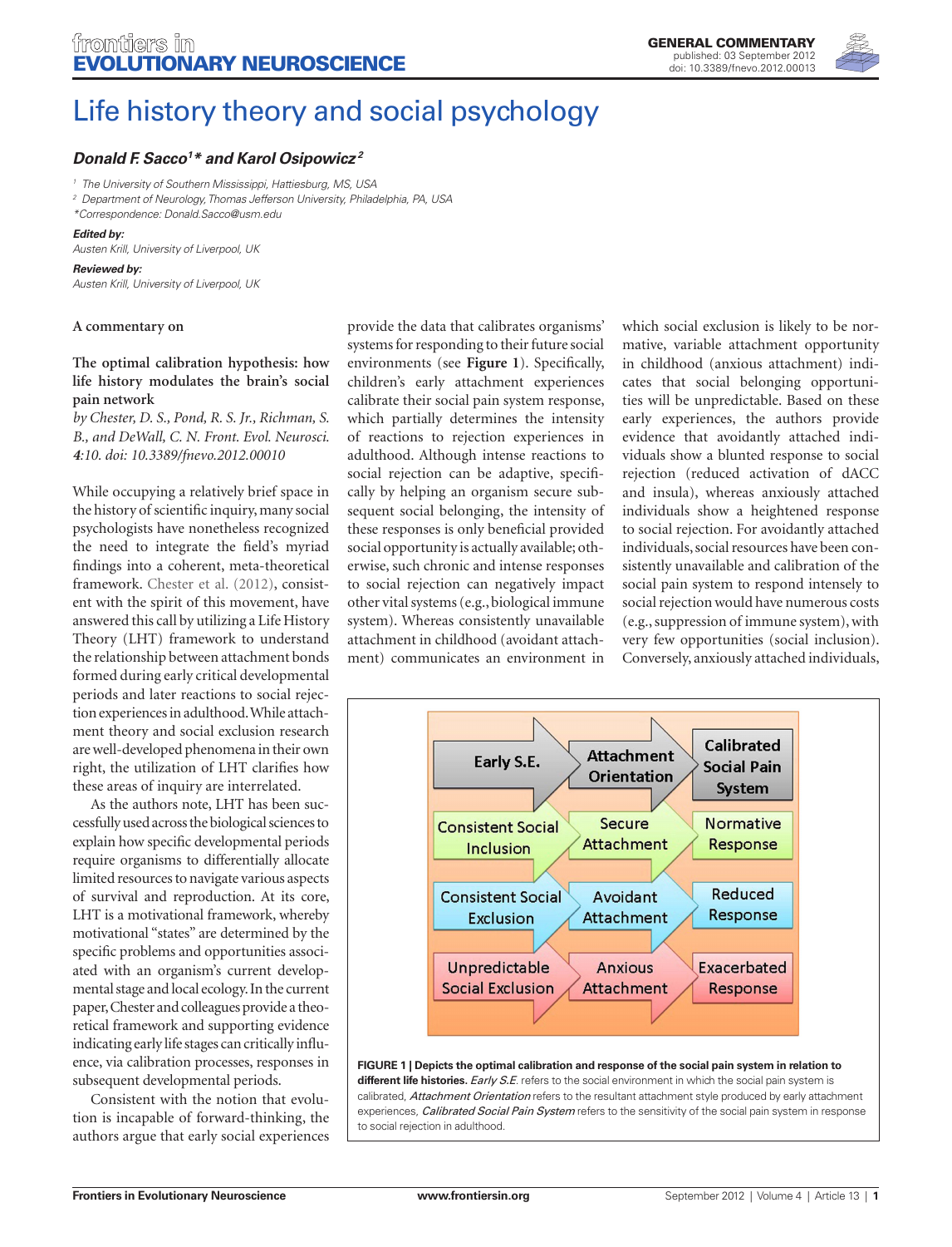# Life history theory and social psychology

***Donald F. Sacco*[1]*\* and Karol Osipowicz*[2]**

[1] *The University of Southern Mississippi, Hattiesburg, MS, USA*

[2] *Department of Neurology, Thomas Jefferson University, Philadelphia, PA, USA*

*\*Correspondence: Donald.Sacco@usm.edu*

***Edited by:***

*Austen Krill, University of Liverpool, UK*

***Reviewed by:***

*Austen Krill, University of Liverpool, UK*

**A commentary on**

**The optimal calibration hypothesis: how life history modulates the brain's social pain network**

*by Chester, D. S., Pond, R. S. Jr., Richman, S. B., and DeWall, C. N. Front. Evol. Neurosci. 4:10. doi: 10.3389/fnevo.2012.00010*

While occupying a relatively brief space in the history of scientific inquiry, many social psychologists have nonetheless recognized the need to integrate the field's myriad findings into a coherent, meta-theoretical framework. Chester et al. (2012), consistent with the spirit of this movement, have answered this call by utilizing a Life History Theory (LHT) framework to understand the relationship between attachment bonds formed during early critical developmental periods and later reactions to social rejection experiences in adulthood. While attachment theory and social exclusion research are well-developed phenomena in their own right, the utilization of LHT clarifies how these areas of inquiry are interrelated.

As the authors note, LHT has been successfully used across the biological sciences to explain how specific developmental periods require organisms to differentially allocate limited resources to navigate various aspects of survival and reproduction. At its core, LHT is a motivational framework, whereby motivational "states" are determined by the specific problems and opportunities associated with an organism's current developmental stage and local ecology. In the current paper, Chester and colleagues provide a theoretical framework and supporting evidence indicating early life stages can critically influence, via calibration processes, responses in subsequent developmental periods.

Consistent with the notion that evolution is incapable of forward-thinking, the authors argue that early social experiences provide the data that calibrates organisms' systems for responding to their future social environments (see **Figure 1**). Specifically, children's early attachment experiences calibrate their social pain system response, which partially determines the intensity of reactions to rejection experiences in adulthood. Although intense reactions to social rejection can be adaptive, specifically by helping an organism secure subsequent social belonging, the intensity of these responses is only beneficial provided social opportunity is actually available; otherwise, such chronic and intense responses to social rejection can negatively impact other vital systems (e.g., biological immune system). Whereas consistently unavailable attachment in childhood (avoidant attachment) communicates an environment in which social exclusion is likely to be normative, variable attachment opportunity in childhood (anxious attachment) indicates that social belonging opportunities will be unpredictable. Based on these early experiences, the authors provide evidence that avoidantly attached individuals show a blunted response to social rejection (reduced activation of dACC and insula), whereas anxiously attached individuals show a heightened response to social rejection. For avoidantly attached individuals, social resources have been consistently unavailable and calibration of the social pain system to respond intensely to social rejection would have numerous costs (e.g., suppression of immune system), with very few opportunities (social inclusion). Conversely, anxiously attached individuals,

| Early S.E. | Attachment Orientation | Calibrated Social Pain System |
|---|---|---|
| Consistent Social Inclusion | Secure Attachment | Normative Response |
| Consistent Social Exclusion | Avoidant Attachment | Reduced Response |
| Unpredictable Social Exclusion | Anxious Attachment | Exacerbated Response |

**FIGURE 1 | Depicts the optimal calibration and response of the social pain system in relation to different life histories.** *Early S.E.* refers to the social environment in which the social pain system is calibrated, *Attachment Orientation* refers to the resultant attachment style produced by early attachment experiences, *Calibrated Social Pain System* refers to the sensitivity of the social pain system in response to social rejection in adulthood.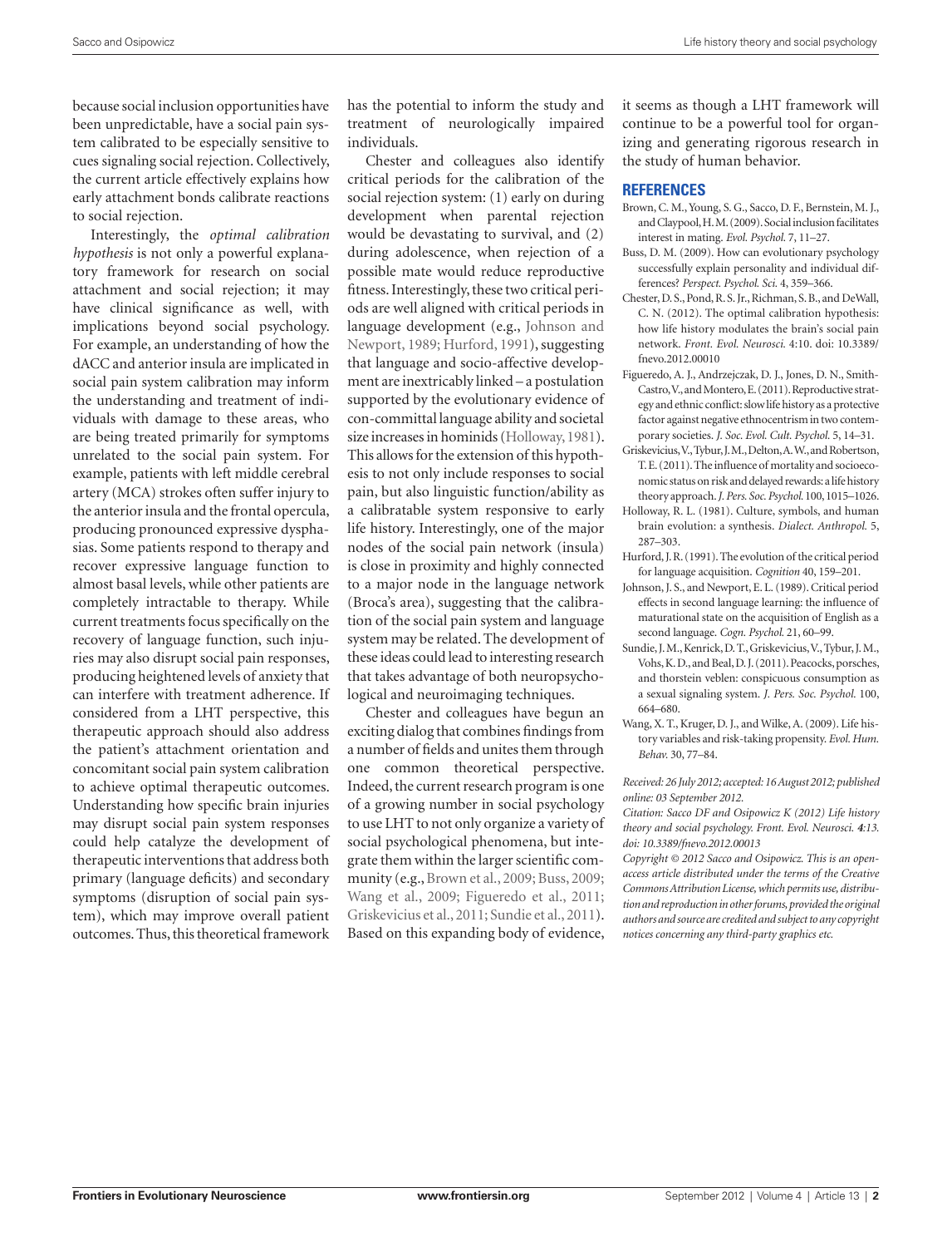because social inclusion opportunities have been unpredictable, have a social pain system calibrated to be especially sensitive to cues signaling social rejection. Collectively, the current article effectively explains how early attachment bonds calibrate reactions to social rejection.

Interestingly, the *optimal calibration hypothesis* is not only a powerful explanatory framework for research on social attachment and social rejection; it may have clinical significance as well, with implications beyond social psychology. For example, an understanding of how the dACC and anterior insula are implicated in social pain system calibration may inform the understanding and treatment of individuals with damage to these areas, who are being treated primarily for symptoms unrelated to the social pain system. For example, patients with left middle cerebral artery (MCA) strokes often suffer injury to the anterior insula and the frontal opercula, producing pronounced expressive dysphasias. Some patients respond to therapy and recover expressive language function to almost basal levels, while other patients are completely intractable to therapy. While current treatments focus specifically on the recovery of language function, such injuries may also disrupt social pain responses, producing heightened levels of anxiety that can interfere with treatment adherence. If considered from a LHT perspective, this therapeutic approach should also address the patient's attachment orientation and concomitant social pain system calibration to achieve optimal therapeutic outcomes. Understanding how specific brain injuries may disrupt social pain system responses could help catalyze the development of therapeutic interventions that address both primary (language deficits) and secondary symptoms (disruption of social pain system), which may improve overall patient outcomes. Thus, this theoretical framework has the potential to inform the study and treatment of neurologically impaired individuals.

Chester and colleagues also identify critical periods for the calibration of the social rejection system: (1) early on during development when parental rejection would be devastating to survival, and (2) during adolescence, when rejection of a possible mate would reduce reproductive fitness. Interestingly, these two critical periods are well aligned with critical periods in language development (e.g., Johnson and Newport, 1989; Hurford, 1991), suggesting that language and socio-affective development are inextricably linked – a postulation supported by the evolutionary evidence of con-committal language ability and societal size increases in hominids (Holloway, 1981). This allows for the extension of this hypothesis to not only include responses to social pain, but also linguistic function/ability as a calibratable system responsive to early life history. Interestingly, one of the major nodes of the social pain network (insula) is close in proximity and highly connected to a major node in the language network (Broca's area), suggesting that the calibration of the social pain system and language system may be related. The development of these ideas could lead to interesting research that takes advantage of both neuropsychological and neuroimaging techniques.

Chester and colleagues have begun an exciting dialog that combines findings from a number of fields and unites them through one common theoretical perspective. Indeed, the current research program is one of a growing number in social psychology to use LHT to not only organize a variety of social psychological phenomena, but integrate them within the larger scientific community (e.g., Brown et al., 2009; Buss, 2009; Wang et al., 2009; Figueredo et al., 2011; Griskevicius et al., 2011; Sundie et al., 2011). Based on this expanding body of evidence, it seems as though a LHT framework will continue to be a powerful tool for organizing and generating rigorous research in the study of human behavior.

## REFERENCES

Brown, C. M., Young, S. G., Sacco, D. F., Bernstein, M. J., and Claypool, H. M. (2009). Social inclusion facilitates interest in mating. *Evol. Psychol.* 7, 11–27.

Buss, D. M. (2009). How can evolutionary psychology successfully explain personality and individual differences? *Perspect. Psychol. Sci.* 4, 359–366.

Chester, D. S., Pond, R. S. Jr., Richman, S. B., and DeWall, C. N. (2012). The optimal calibration hypothesis: how life history modulates the brain's social pain network. *Front. Evol. Neurosci.* 4:10. doi: 10.3389/fnevo.2012.00010

Figueredo, A. J., Andrzejczak, D. J., Jones, D. N., Smith-Castro, V., and Montero, E. (2011). Reproductive strategy and ethnic conflict: slow life history as a protective factor against negative ethnocentrism in two contemporary societies. *J. Soc. Evol. Cult. Psychol.* 5, 14–31.

Griskevicius, V., Tybur, J. M., Delton, A. W., and Robertson, T. E. (2011). The influence of mortality and socioeconomic status on risk and delayed rewards: a life history theory approach. *J. Pers. Soc. Psychol.* 100, 1015–1026.

Holloway, R. L. (1981). Culture, symbols, and human brain evolution: a synthesis. *Dialect. Anthropol.* 5, 287–303.

Hurford, J. R. (1991). The evolution of the critical period for language acquisition. *Cognition* 40, 159–201.

Johnson, J. S., and Newport, E. L. (1989). Critical period effects in second language learning: the influence of maturational state on the acquisition of English as a second language. *Cogn. Psychol.* 21, 60–99.

Sundie, J. M., Kenrick, D. T., Griskevicius, V., Tybur, J. M., Vohs, K. D., and Beal, D. J. (2011). Peacocks, porsches, and thorstein veblen: conspicuous consumption as a sexual signaling system. *J. Pers. Soc. Psychol.* 100, 664–680.

Wang, X. T., Kruger, D. J., and Wilke, A. (2009). Life history variables and risk-taking propensity. *Evol. Hum. Behav.* 30, 77–84.

*Received: 26 July 2012; accepted: 16 August 2012; published online: 03 September 2012.*

*Citation: Sacco DF and Osipowicz K (2012) Life history theory and social psychology. Front. Evol. Neurosci.* ***4****:13. doi: 10.3389/fnevo.2012.00013*

*Copyright © 2012 Sacco and Osipowicz. This is an open-access article distributed under the terms of the Creative Commons Attribution License, which permits use, distribution and reproduction in other forums, provided the original authors and source are credited and subject to any copyright notices concerning any third-party graphics etc.*